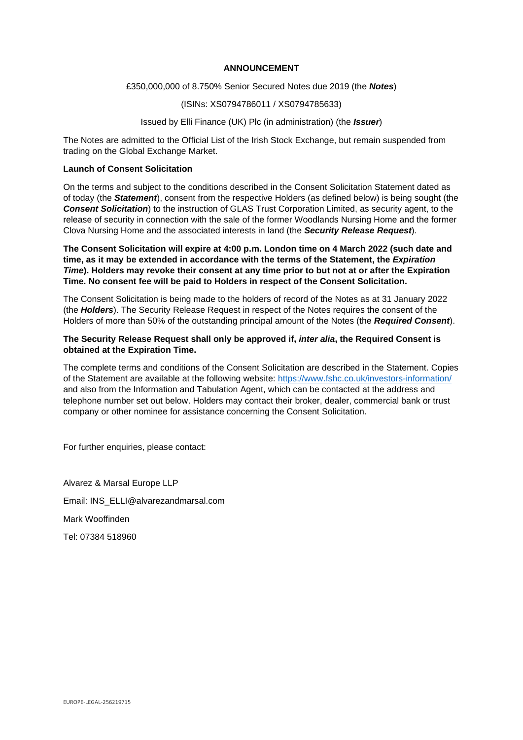**ANNOUNCEMENT**

£350,000,000 of 8.750% Senior Secured Notes due 2019 (the ***Notes***)

(ISINs: XS0794786011 / XS0794785633)

Issued by Elli Finance (UK) Plc (in administration) (the ***Issuer***)

The Notes are admitted to the Official List of the Irish Stock Exchange, but remain suspended from trading on the Global Exchange Market.

**Launch of Consent Solicitation**

On the terms and subject to the conditions described in the Consent Solicitation Statement dated as of today (the ***Statement***), consent from the respective Holders (as defined below) is being sought (the ***Consent Solicitation***) to the instruction of GLAS Trust Corporation Limited, as security agent, to the release of security in connection with the sale of the former Woodlands Nursing Home and the former Clova Nursing Home and the associated interests in land (the ***Security Release Request***).

**The Consent Solicitation will expire at 4:00 p.m. London time on 4 March 2022 (such date and time, as it may be extended in accordance with the terms of the Statement, the *Expiration Time*). Holders may revoke their consent at any time prior to but not at or after the Expiration Time. No consent fee will be paid to Holders in respect of the Consent Solicitation.**

The Consent Solicitation is being made to the holders of record of the Notes as at 31 January 2022 (the ***Holders***). The Security Release Request in respect of the Notes requires the consent of the Holders of more than 50% of the outstanding principal amount of the Notes (the ***Required Consent***).

**The Security Release Request shall only be approved if, *inter alia*, the Required Consent is obtained at the Expiration Time.**

The complete terms and conditions of the Consent Solicitation are described in the Statement. Copies of the Statement are available at the following website: https://www.fshc.co.uk/investors-information/ and also from the Information and Tabulation Agent, which can be contacted at the address and telephone number set out below. Holders may contact their broker, dealer, commercial bank or trust company or other nominee for assistance concerning the Consent Solicitation.

For further enquiries, please contact:

Alvarez & Marsal Europe LLP

Email: INS_ELLI@alvarezandmarsal.com

Mark Wooffinden

Tel: 07384 518960

EUROPE-LEGAL-256219715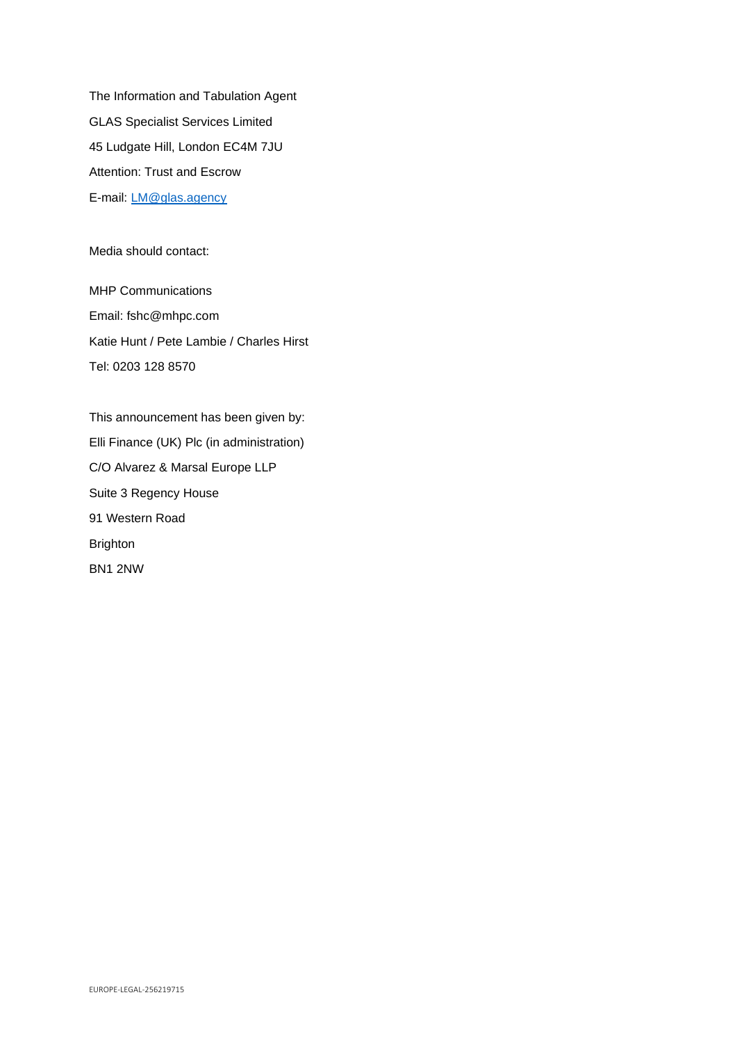The Information and Tabulation Agent

GLAS Specialist Services Limited

45 Ludgate Hill, London EC4M 7JU

Attention: Trust and Escrow

E-mail: [LM@glas.agency](mailto:LM@glas.agency)

Media should contact:

MHP Communications

Email: fshc@mhpc.com

Katie Hunt / Pete Lambie / Charles Hirst

Tel: 0203 128 8570

This announcement has been given by:

Elli Finance (UK) Plc (in administration)

C/O Alvarez & Marsal Europe LLP

Suite 3 Regency House

91 Western Road

Brighton

BN1 2NW

EUROPE-LEGAL-256219715